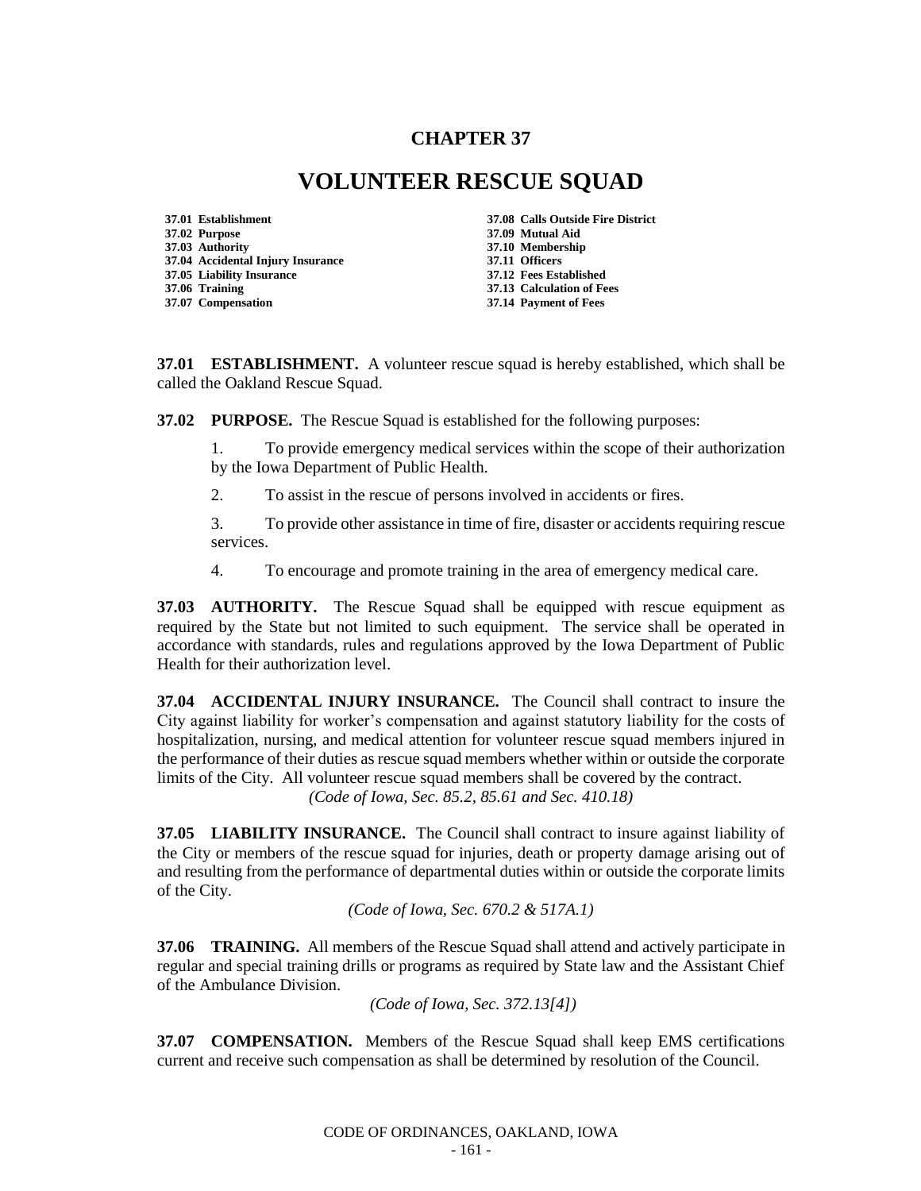# CHAPTER 37

# VOLUNTEER RESCUE SQUAD

| | |
|---|---|
| **37.01 Establishment** | **37.08 Calls Outside Fire District** |
| **37.02 Purpose** | **37.09 Mutual Aid** |
| **37.03 Authority** | **37.10 Membership** |
| **37.04 Accidental Injury Insurance** | **37.11 Officers** |
| **37.05 Liability Insurance** | **37.12 Fees Established** |
| **37.06 Training** | **37.13 Calculation of Fees** |
| **37.07 Compensation** | **37.14 Payment of Fees** |

**37.01 ESTABLISHMENT.** A volunteer rescue squad is hereby established, which shall be called the Oakland Rescue Squad.

**37.02 PURPOSE.** The Rescue Squad is established for the following purposes:

1. To provide emergency medical services within the scope of their authorization by the Iowa Department of Public Health.

2. To assist in the rescue of persons involved in accidents or fires.

3. To provide other assistance in time of fire, disaster or accidents requiring rescue services.

4. To encourage and promote training in the area of emergency medical care.

**37.03 AUTHORITY.** The Rescue Squad shall be equipped with rescue equipment as required by the State but not limited to such equipment. The service shall be operated in accordance with standards, rules and regulations approved by the Iowa Department of Public Health for their authorization level.

**37.04 ACCIDENTAL INJURY INSURANCE.** The Council shall contract to insure the City against liability for worker's compensation and against statutory liability for the costs of hospitalization, nursing, and medical attention for volunteer rescue squad members injured in the performance of their duties as rescue squad members whether within or outside the corporate limits of the City. All volunteer rescue squad members shall be covered by the contract.

*(Code of Iowa, Sec. 85.2, 85.61 and Sec. 410.18)*

**37.05 LIABILITY INSURANCE.** The Council shall contract to insure against liability of the City or members of the rescue squad for injuries, death or property damage arising out of and resulting from the performance of departmental duties within or outside the corporate limits of the City.

*(Code of Iowa, Sec. 670.2 & 517A.1)*

**37.06 TRAINING.** All members of the Rescue Squad shall attend and actively participate in regular and special training drills or programs as required by State law and the Assistant Chief of the Ambulance Division.

*(Code of Iowa, Sec. 372.13[4])*

**37.07 COMPENSATION.** Members of the Rescue Squad shall keep EMS certifications current and receive such compensation as shall be determined by resolution of the Council.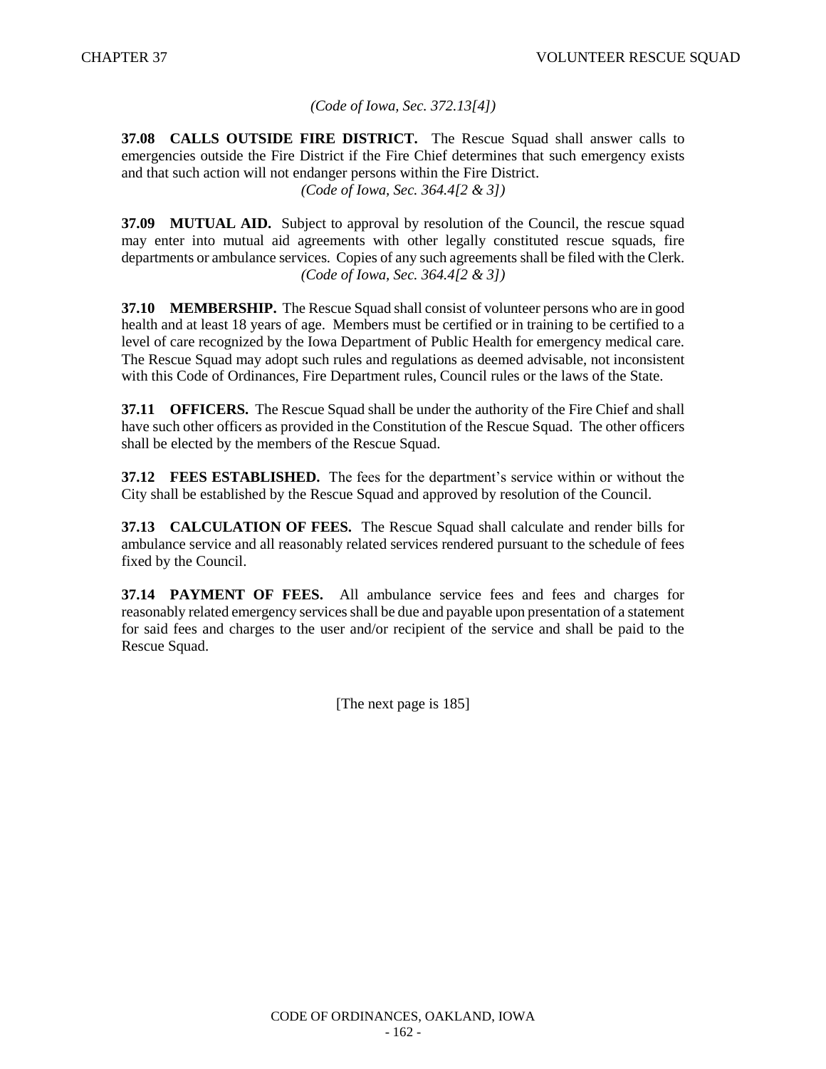*(Code of Iowa, Sec. 372.13[4])*

**37.08 CALLS OUTSIDE FIRE DISTRICT.** The Rescue Squad shall answer calls to emergencies outside the Fire District if the Fire Chief determines that such emergency exists and that such action will not endanger persons within the Fire District.
*(Code of Iowa, Sec. 364.4[2 & 3])*

**37.09 MUTUAL AID.** Subject to approval by resolution of the Council, the rescue squad may enter into mutual aid agreements with other legally constituted rescue squads, fire departments or ambulance services. Copies of any such agreements shall be filed with the Clerk.
*(Code of Iowa, Sec. 364.4[2 & 3])*

**37.10 MEMBERSHIP.** The Rescue Squad shall consist of volunteer persons who are in good health and at least 18 years of age. Members must be certified or in training to be certified to a level of care recognized by the Iowa Department of Public Health for emergency medical care. The Rescue Squad may adopt such rules and regulations as deemed advisable, not inconsistent with this Code of Ordinances, Fire Department rules, Council rules or the laws of the State.

**37.11 OFFICERS.** The Rescue Squad shall be under the authority of the Fire Chief and shall have such other officers as provided in the Constitution of the Rescue Squad. The other officers shall be elected by the members of the Rescue Squad.

**37.12 FEES ESTABLISHED.** The fees for the department's service within or without the City shall be established by the Rescue Squad and approved by resolution of the Council.

**37.13 CALCULATION OF FEES.** The Rescue Squad shall calculate and render bills for ambulance service and all reasonably related services rendered pursuant to the schedule of fees fixed by the Council.

**37.14 PAYMENT OF FEES.** All ambulance service fees and fees and charges for reasonably related emergency services shall be due and payable upon presentation of a statement for said fees and charges to the user and/or recipient of the service and shall be paid to the Rescue Squad.

[The next page is 185]